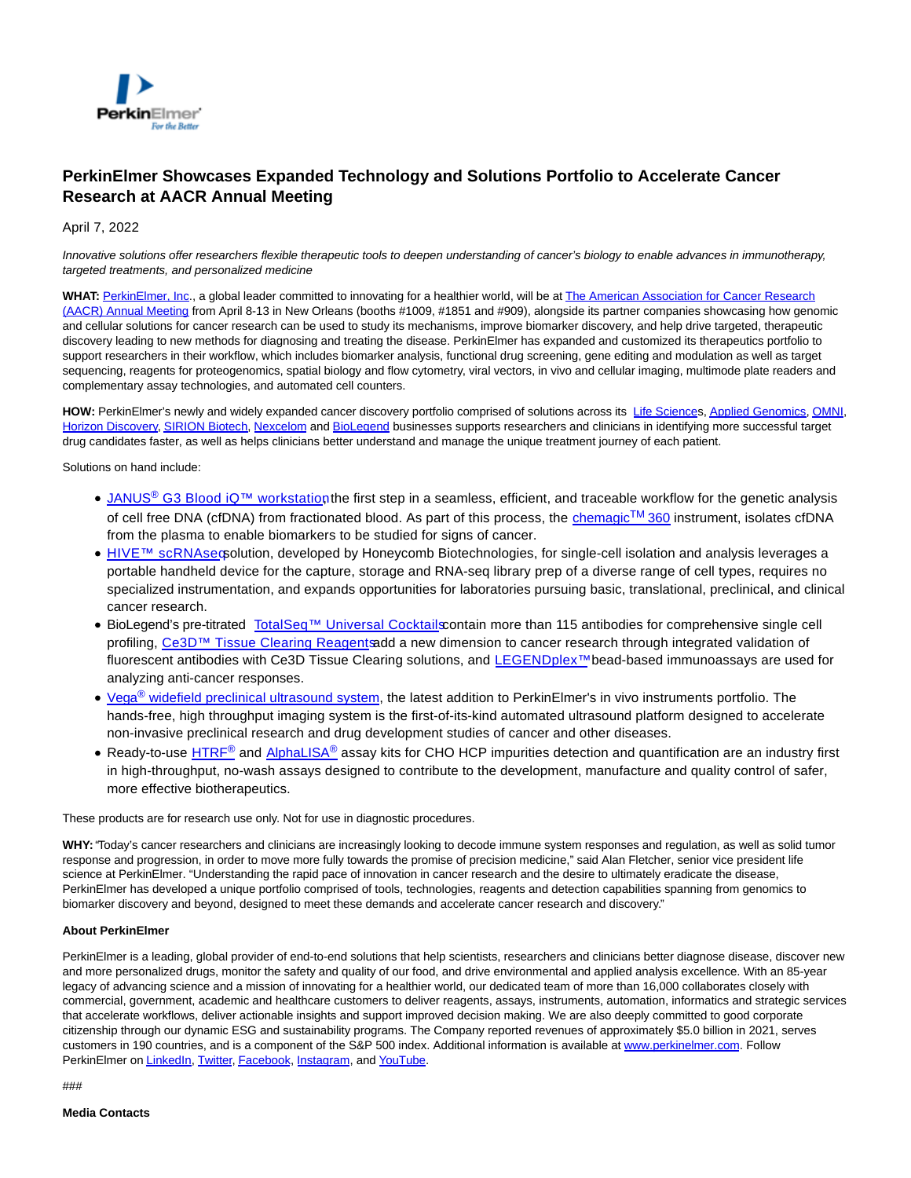# PerkinElmer Showcases Expanded Technology and Solutions Portfolio to Accelerate Cancer Research at AACR Annual Meeting

April 7, 2022

*Innovative solutions offer researchers flexible therapeutic tools to deepen understanding of cancer's biology to enable advances in immunotherapy, targeted treatments, and personalized medicine*

**WHAT:** PerkinElmer, Inc., a global leader committed to innovating for a healthier world, will be at The American Association for Cancer Research (AACR) Annual Meeting from April 8-13 in New Orleans (booths #1009, #1851 and #909), alongside its partner companies showcasing how genomic and cellular solutions for cancer research can be used to study its mechanisms, improve biomarker discovery, and help drive targeted, therapeutic discovery leading to new methods for diagnosing and treating the disease. PerkinElmer has expanded and customized its therapeutics portfolio to support researchers in their workflow, which includes biomarker analysis, functional drug screening, gene editing and modulation as well as target sequencing, reagents for proteogenomics, spatial biology and flow cytometry, viral vectors, in vivo and cellular imaging, multimode plate readers and complementary assay technologies, and automated cell counters.

**HOW:** PerkinElmer's newly and widely expanded cancer discovery portfolio comprised of solutions across its Life Sciences, Applied Genomics, OMNI, Horizon Discovery, SIRION Biotech, Nexcelom and BioLegend businesses supports researchers and clinicians in identifying more successful target drug candidates faster, as well as helps clinicians better understand and manage the unique treatment journey of each patient.

Solutions on hand include:

- JANUS® G3 Blood iQ™ workstation, the first step in a seamless, efficient, and traceable workflow for the genetic analysis of cell free DNA (cfDNA) from fractionated blood. As part of this process, the chemagic™ 360 instrument, isolates cfDNA from the plasma to enable biomarkers to be studied for signs of cancer.
- HIVE™ scRNAseq solution, developed by Honeycomb Biotechnologies, for single-cell isolation and analysis leverages a portable handheld device for the capture, storage and RNA-seq library prep of a diverse range of cell types, requires no specialized instrumentation, and expands opportunities for laboratories pursuing basic, translational, preclinical, and clinical cancer research.
- BioLegend's pre-titrated TotalSeq™ Universal Cocktails contain more than 115 antibodies for comprehensive single cell profiling, Ce3D™ Tissue Clearing Reagents add a new dimension to cancer research through integrated validation of fluorescent antibodies with Ce3D Tissue Clearing solutions, and LEGENDplex™ bead-based immunoassays are used for analyzing anti-cancer responses.
- Vega® widefield preclinical ultrasound system, the latest addition to PerkinElmer's in vivo instruments portfolio. The hands-free, high throughput imaging system is the first-of-its-kind automated ultrasound platform designed to accelerate non-invasive preclinical research and drug development studies of cancer and other diseases.
- Ready-to-use HTRF® and AlphaLISA® assay kits for CHO HCP impurities detection and quantification are an industry first in high-throughput, no-wash assays designed to contribute to the development, manufacture and quality control of safer, more effective biotherapeutics.

These products are for research use only. Not for use in diagnostic procedures.

**WHY:** "Today's cancer researchers and clinicians are increasingly looking to decode immune system responses and regulation, as well as solid tumor response and progression, in order to move more fully towards the promise of precision medicine," said Alan Fletcher, senior vice president life science at PerkinElmer. "Understanding the rapid pace of innovation in cancer research and the desire to ultimately eradicate the disease, PerkinElmer has developed a unique portfolio comprised of tools, technologies, reagents and detection capabilities spanning from genomics to biomarker discovery and beyond, designed to meet these demands and accelerate cancer research and discovery."

**About PerkinElmer**

PerkinElmer is a leading, global provider of end-to-end solutions that help scientists, researchers and clinicians better diagnose disease, discover new and more personalized drugs, monitor the safety and quality of our food, and drive environmental and applied analysis excellence. With an 85-year legacy of advancing science and a mission of innovating for a healthier world, our dedicated team of more than 16,000 collaborates closely with commercial, government, academic and healthcare customers to deliver reagents, assays, instruments, automation, informatics and strategic services that accelerate workflows, deliver actionable insights and support improved decision making. We are also deeply committed to good corporate citizenship through our dynamic ESG and sustainability programs. The Company reported revenues of approximately $5.0 billion in 2021, serves customers in 190 countries, and is a component of the S&P 500 index. Additional information is available at www.perkinelmer.com. Follow PerkinElmer on LinkedIn, Twitter, Facebook, Instagram, and YouTube.

###

**Media Contacts**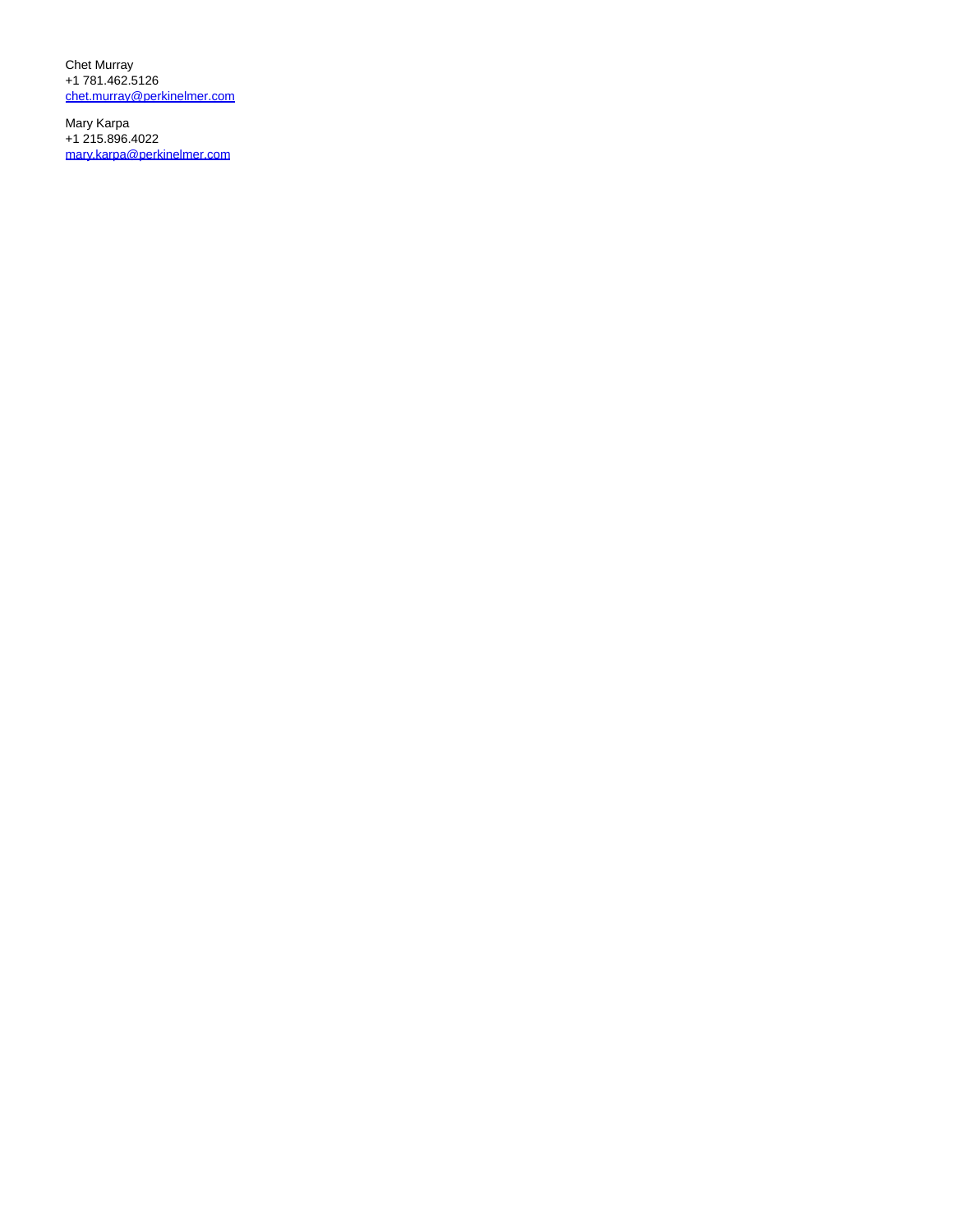Chet Murray
+1 781.462.5126
chet.murray@perkinelmer.com

Mary Karpa
+1 215.896.4022
mary.karpa@perkinelmer.com